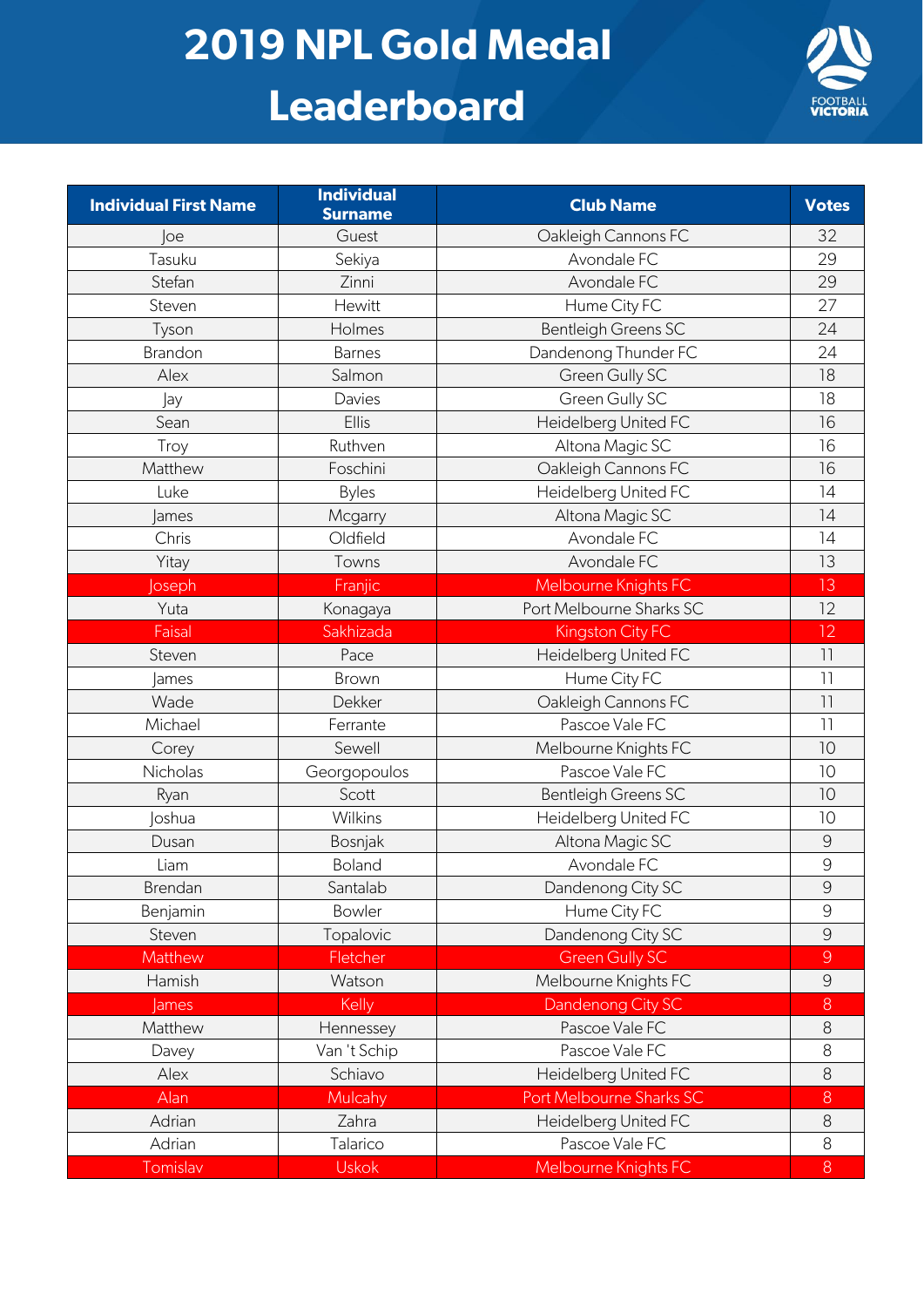# 2019 NPL Gold Medal Leaderboard

FOOTBALL VICTORIA

| Individual First Name | Individual Surname | Club Name | Votes |
|---|---|---|---|
| Joe | Guest | Oakleigh Cannons FC | 32 |
| Tasuku | Sekiya | Avondale FC | 29 |
| Stefan | Zinni | Avondale FC | 29 |
| Steven | Hewitt | Hume City FC | 27 |
| Tyson | Holmes | Bentleigh Greens SC | 24 |
| Brandon | Barnes | Dandenong Thunder FC | 24 |
| Alex | Salmon | Green Gully SC | 18 |
| Jay | Davies | Green Gully SC | 18 |
| Sean | Ellis | Heidelberg United FC | 16 |
| Troy | Ruthven | Altona Magic SC | 16 |
| Matthew | Foschini | Oakleigh Cannons FC | 16 |
| Luke | Byles | Heidelberg United FC | 14 |
| James | Mcgarry | Altona Magic SC | 14 |
| Chris | Oldfield | Avondale FC | 14 |
| Yitay | Towns | Avondale FC | 13 |
| Joseph | Franjic | Melbourne Knights FC | 13 |
| Yuta | Konagaya | Port Melbourne Sharks SC | 12 |
| Faisal | Sakhizada | Kingston City FC | 12 |
| Steven | Pace | Heidelberg United FC | 11 |
| James | Brown | Hume City FC | 11 |
| Wade | Dekker | Oakleigh Cannons FC | 11 |
| Michael | Ferrante | Pascoe Vale FC | 11 |
| Corey | Sewell | Melbourne Knights FC | 10 |
| Nicholas | Georgopoulos | Pascoe Vale FC | 10 |
| Ryan | Scott | Bentleigh Greens SC | 10 |
| Joshua | Wilkins | Heidelberg United FC | 10 |
| Dusan | Bosnjak | Altona Magic SC | 9 |
| Liam | Boland | Avondale FC | 9 |
| Brendan | Santalab | Dandenong City SC | 9 |
| Benjamin | Bowler | Hume City FC | 9 |
| Steven | Topalovic | Dandenong City SC | 9 |
| Matthew | Fletcher | Green Gully SC | 9 |
| Hamish | Watson | Melbourne Knights FC | 9 |
| James | Kelly | Dandenong City SC | 8 |
| Matthew | Hennessey | Pascoe Vale FC | 8 |
| Davey | Van 't Schip | Pascoe Vale FC | 8 |
| Alex | Schiavo | Heidelberg United FC | 8 |
| Alan | Mulcahy | Port Melbourne Sharks SC | 8 |
| Adrian | Zahra | Heidelberg United FC | 8 |
| Adrian | Talarico | Pascoe Vale FC | 8 |
| Tomislav | Uskok | Melbourne Knights FC | 8 |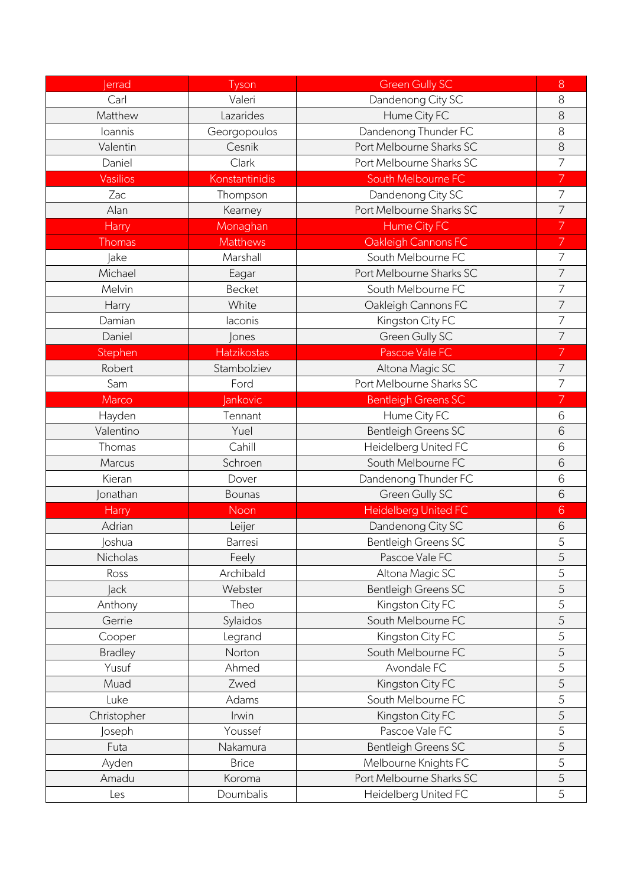| Jerrad | Tyson | Green Gully SC | 8 |
|---|---|---|---|
| Carl | Valeri | Dandenong City SC | 8 |
| Matthew | Lazarides | Hume City FC | 8 |
| Ioannis | Georgopoulos | Dandenong Thunder FC | 8 |
| Valentin | Cesnik | Port Melbourne Sharks SC | 8 |
| Daniel | Clark | Port Melbourne Sharks SC | 7 |
| Vasilios | Konstantinidis | South Melbourne FC | 7 |
| Zac | Thompson | Dandenong City SC | 7 |
| Alan | Kearney | Port Melbourne Sharks SC | 7 |
| Harry | Monaghan | Hume City FC | 7 |
| Thomas | Matthews | Oakleigh Cannons FC | 7 |
| Jake | Marshall | South Melbourne FC | 7 |
| Michael | Eagar | Port Melbourne Sharks SC | 7 |
| Melvin | Becket | South Melbourne FC | 7 |
| Harry | White | Oakleigh Cannons FC | 7 |
| Damian | Iaconis | Kingston City FC | 7 |
| Daniel | Jones | Green Gully SC | 7 |
| Stephen | Hatzikostas | Pascoe Vale FC | 7 |
| Robert | Stambolziev | Altona Magic SC | 7 |
| Sam | Ford | Port Melbourne Sharks SC | 7 |
| Marco | Jankovic | Bentleigh Greens SC | 7 |
| Hayden | Tennant | Hume City FC | 6 |
| Valentino | Yuel | Bentleigh Greens SC | 6 |
| Thomas | Cahill | Heidelberg United FC | 6 |
| Marcus | Schroen | South Melbourne FC | 6 |
| Kieran | Dover | Dandenong Thunder FC | 6 |
| Jonathan | Bounas | Green Gully SC | 6 |
| Harry | Noon | Heidelberg United FC | 6 |
| Adrian | Leijer | Dandenong City SC | 6 |
| Joshua | Barresi | Bentleigh Greens SC | 5 |
| Nicholas | Feely | Pascoe Vale FC | 5 |
| Ross | Archibald | Altona Magic SC | 5 |
| Jack | Webster | Bentleigh Greens SC | 5 |
| Anthony | Theo | Kingston City FC | 5 |
| Gerrie | Sylaidos | South Melbourne FC | 5 |
| Cooper | Legrand | Kingston City FC | 5 |
| Bradley | Norton | South Melbourne FC | 5 |
| Yusuf | Ahmed | Avondale FC | 5 |
| Muad | Zwed | Kingston City FC | 5 |
| Luke | Adams | South Melbourne FC | 5 |
| Christopher | Irwin | Kingston City FC | 5 |
| Joseph | Youssef | Pascoe Vale FC | 5 |
| Futa | Nakamura | Bentleigh Greens SC | 5 |
| Ayden | Brice | Melbourne Knights FC | 5 |
| Amadu | Koroma | Port Melbourne Sharks SC | 5 |
| Les | Doumbalis | Heidelberg United FC | 5 |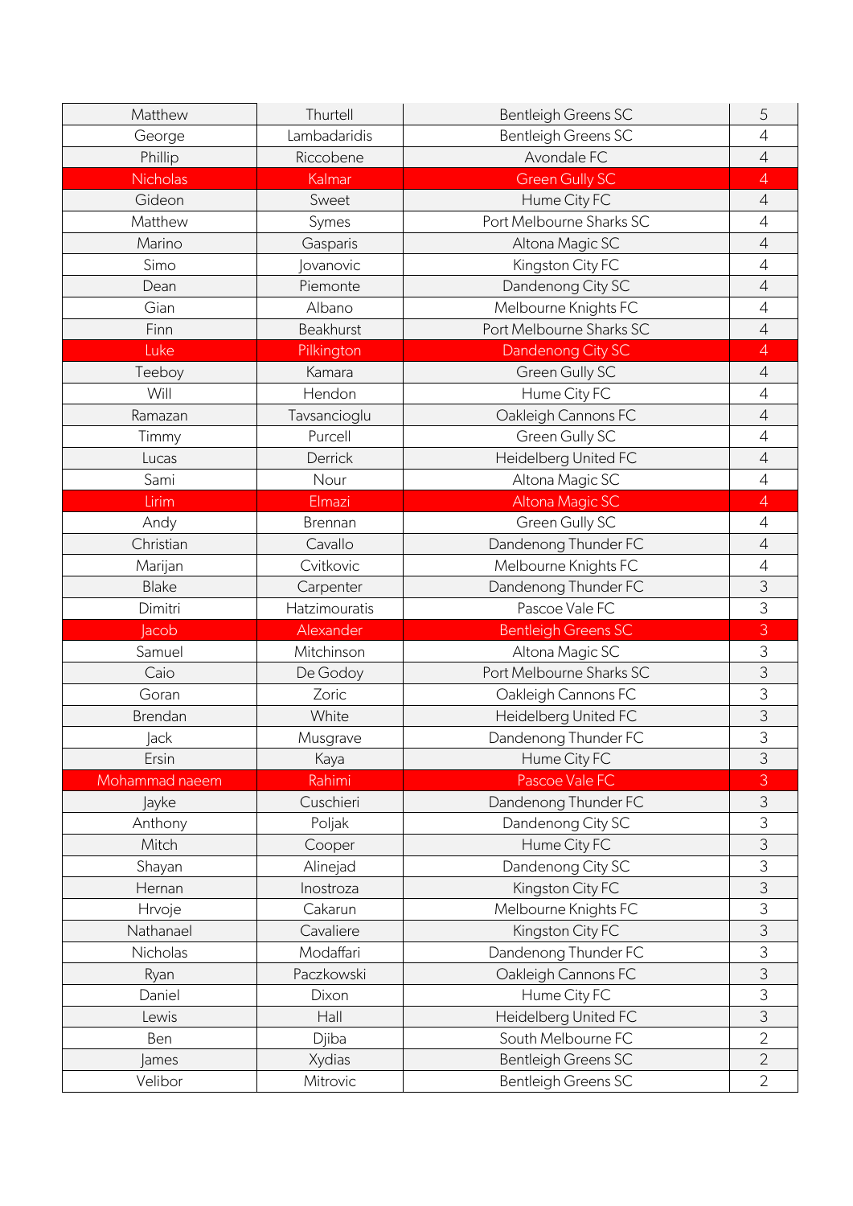| Matthew | Thurtell | Bentleigh Greens SC | 5 |
|---|---|---|---|
| George | Lambadaridis | Bentleigh Greens SC | 4 |
| Phillip | Riccobene | Avondale FC | 4 |
| Nicholas | Kalmar | Green Gully SC | 4 |
| Gideon | Sweet | Hume City FC | 4 |
| Matthew | Symes | Port Melbourne Sharks SC | 4 |
| Marino | Gasparis | Altona Magic SC | 4 |
| Simo | Jovanovic | Kingston City FC | 4 |
| Dean | Piemonte | Dandenong City SC | 4 |
| Gian | Albano | Melbourne Knights FC | 4 |
| Finn | Beakhurst | Port Melbourne Sharks SC | 4 |
| Luke | Pilkington | Dandenong City SC | 4 |
| Teeboy | Kamara | Green Gully SC | 4 |
| Will | Hendon | Hume City FC | 4 |
| Ramazan | Tavsancioglu | Oakleigh Cannons FC | 4 |
| Timmy | Purcell | Green Gully SC | 4 |
| Lucas | Derrick | Heidelberg United FC | 4 |
| Sami | Nour | Altona Magic SC | 4 |
| Lirim | Elmazi | Altona Magic SC | 4 |
| Andy | Brennan | Green Gully SC | 4 |
| Christian | Cavallo | Dandenong Thunder FC | 4 |
| Marijan | Cvitkovic | Melbourne Knights FC | 4 |
| Blake | Carpenter | Dandenong Thunder FC | 3 |
| Dimitri | Hatzimouratis | Pascoe Vale FC | 3 |
| Jacob | Alexander | Bentleigh Greens SC | 3 |
| Samuel | Mitchinson | Altona Magic SC | 3 |
| Caio | De Godoy | Port Melbourne Sharks SC | 3 |
| Goran | Zoric | Oakleigh Cannons FC | 3 |
| Brendan | White | Heidelberg United FC | 3 |
| Jack | Musgrave | Dandenong Thunder FC | 3 |
| Ersin | Kaya | Hume City FC | 3 |
| Mohammad naeem | Rahimi | Pascoe Vale FC | 3 |
| Jayke | Cuschieri | Dandenong Thunder FC | 3 |
| Anthony | Poljak | Dandenong City SC | 3 |
| Mitch | Cooper | Hume City FC | 3 |
| Shayan | Alinejad | Dandenong City SC | 3 |
| Hernan | Inostroza | Kingston City FC | 3 |
| Hrvoje | Cakarun | Melbourne Knights FC | 3 |
| Nathanael | Cavaliere | Kingston City FC | 3 |
| Nicholas | Modaffari | Dandenong Thunder FC | 3 |
| Ryan | Paczkowski | Oakleigh Cannons FC | 3 |
| Daniel | Dixon | Hume City FC | 3 |
| Lewis | Hall | Heidelberg United FC | 3 |
| Ben | Djiba | South Melbourne FC | 2 |
| James | Xydias | Bentleigh Greens SC | 2 |
| Velibor | Mitrovic | Bentleigh Greens SC | 2 |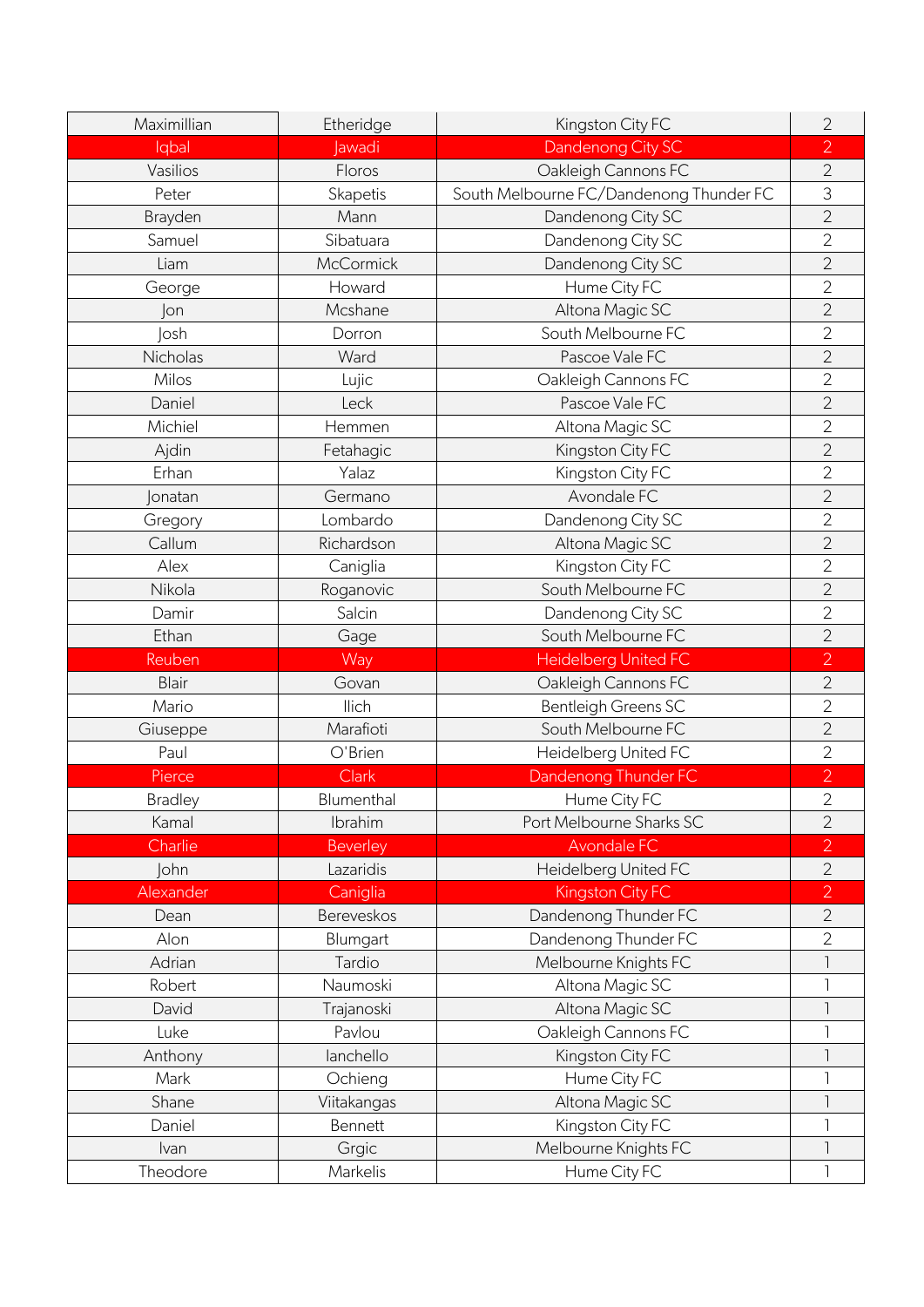| | | | |
|---|---|---|---|
| Maximillian | Etheridge | Kingston City FC | 2 |
| Iqbal | Jawadi | Dandenong City SC | 2 |
| Vasilios | Floros | Oakleigh Cannons FC | 2 |
| Peter | Skapetis | South Melbourne FC/Dandenong Thunder FC | 3 |
| Brayden | Mann | Dandenong City SC | 2 |
| Samuel | Sibatuara | Dandenong City SC | 2 |
| Liam | McCormick | Dandenong City SC | 2 |
| George | Howard | Hume City FC | 2 |
| Jon | Mcshane | Altona Magic SC | 2 |
| Josh | Dorron | South Melbourne FC | 2 |
| Nicholas | Ward | Pascoe Vale FC | 2 |
| Milos | Lujic | Oakleigh Cannons FC | 2 |
| Daniel | Leck | Pascoe Vale FC | 2 |
| Michiel | Hemmen | Altona Magic SC | 2 |
| Ajdin | Fetahagic | Kingston City FC | 2 |
| Erhan | Yalaz | Kingston City FC | 2 |
| Jonatan | Germano | Avondale FC | 2 |
| Gregory | Lombardo | Dandenong City SC | 2 |
| Callum | Richardson | Altona Magic SC | 2 |
| Alex | Caniglia | Kingston City FC | 2 |
| Nikola | Roganovic | South Melbourne FC | 2 |
| Damir | Salcin | Dandenong City SC | 2 |
| Ethan | Gage | South Melbourne FC | 2 |
| Reuben | Way | Heidelberg United FC | 2 |
| Blair | Govan | Oakleigh Cannons FC | 2 |
| Mario | Ilich | Bentleigh Greens SC | 2 |
| Giuseppe | Marafioti | South Melbourne FC | 2 |
| Paul | O'Brien | Heidelberg United FC | 2 |
| Pierce | Clark | Dandenong Thunder FC | 2 |
| Bradley | Blumenthal | Hume City FC | 2 |
| Kamal | Ibrahim | Port Melbourne Sharks SC | 2 |
| Charlie | Beverley | Avondale FC | 2 |
| John | Lazaridis | Heidelberg United FC | 2 |
| Alexander | Caniglia | Kingston City FC | 2 |
| Dean | Bereveskos | Dandenong Thunder FC | 2 |
| Alon | Blumgart | Dandenong Thunder FC | 2 |
| Adrian | Tardio | Melbourne Knights FC | 1 |
| Robert | Naumoski | Altona Magic SC | 1 |
| David | Trajanoski | Altona Magic SC | 1 |
| Luke | Pavlou | Oakleigh Cannons FC | 1 |
| Anthony | Ianchello | Kingston City FC | 1 |
| Mark | Ochieng | Hume City FC | 1 |
| Shane | Viitakangas | Altona Magic SC | 1 |
| Daniel | Bennett | Kingston City FC | 1 |
| Ivan | Grgic | Melbourne Knights FC | 1 |
| Theodore | Markelis | Hume City FC | 1 |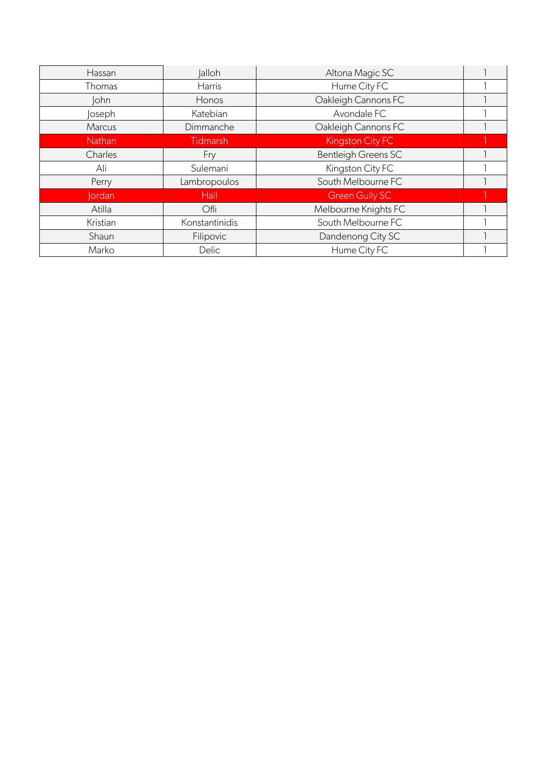| | | | |
|---|---|---|---|
| Hassan | Jalloh | Altona Magic SC | 1 |
| Thomas | Harris | Hume City FC | 1 |
| John | Honos | Oakleigh Cannons FC | 1 |
| Joseph | Katebian | Avondale FC | 1 |
| Marcus | Dimmanche | Oakleigh Cannons FC | 1 |
| Nathan | Tidmarsh | Kingston City FC | 1 |
| Charles | Fry | Bentleigh Greens SC | 1 |
| Ali | Sulemani | Kingston City FC | 1 |
| Perry | Lambropoulos | South Melbourne FC | 1 |
| Jordan | Hall | Green Gully SC | 1 |
| Atilla | Ofli | Melbourne Knights FC | 1 |
| Kristian | Konstantinidis | South Melbourne FC | 1 |
| Shaun | Filipovic | Dandenong City SC | 1 |
| Marko | Delic | Hume City FC | 1 |